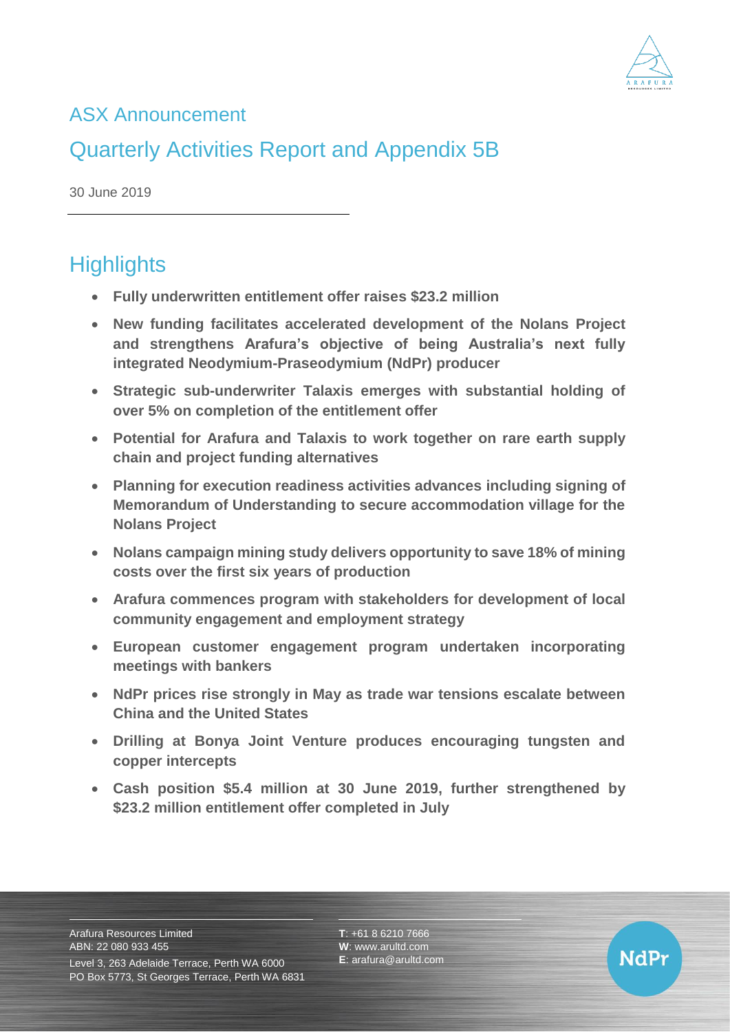# ASX Announcement

## Quarterly Activities Report and Appendix 5B

30 June 2019

## Highlights

- **Fully underwritten entitlement offer raises $23.2 million**
- **New funding facilitates accelerated development of the Nolans Project and strengthens Arafura's objective of being Australia's next fully integrated Neodymium-Praseodymium (NdPr) producer**
- **Strategic sub-underwriter Talaxis emerges with substantial holding of over 5% on completion of the entitlement offer**
- **Potential for Arafura and Talaxis to work together on rare earth supply chain and project funding alternatives**
- **Planning for execution readiness activities advances including signing of Memorandum of Understanding to secure accommodation village for the Nolans Project**
- **Nolans campaign mining study delivers opportunity to save 18% of mining costs over the first six years of production**
- **Arafura commences program with stakeholders for development of local community engagement and employment strategy**
- **European customer engagement program undertaken incorporating meetings with bankers**
- **NdPr prices rise strongly in May as trade war tensions escalate between China and the United States**
- **Drilling at Bonya Joint Venture produces encouraging tungsten and copper intercepts**
- **Cash position $5.4 million at 30 June 2019, further strengthened by $23.2 million entitlement offer completed in July**

Arafura Resources Limited
ABN: 22 080 933 455
Level 3, 263 Adelaide Terrace, Perth WA 6000
PO Box 5773, St Georges Terrace, Perth WA 6831

**T**: +61 8 6210 7666
**W**: www.arultd.com
**E**: arafura@arultd.com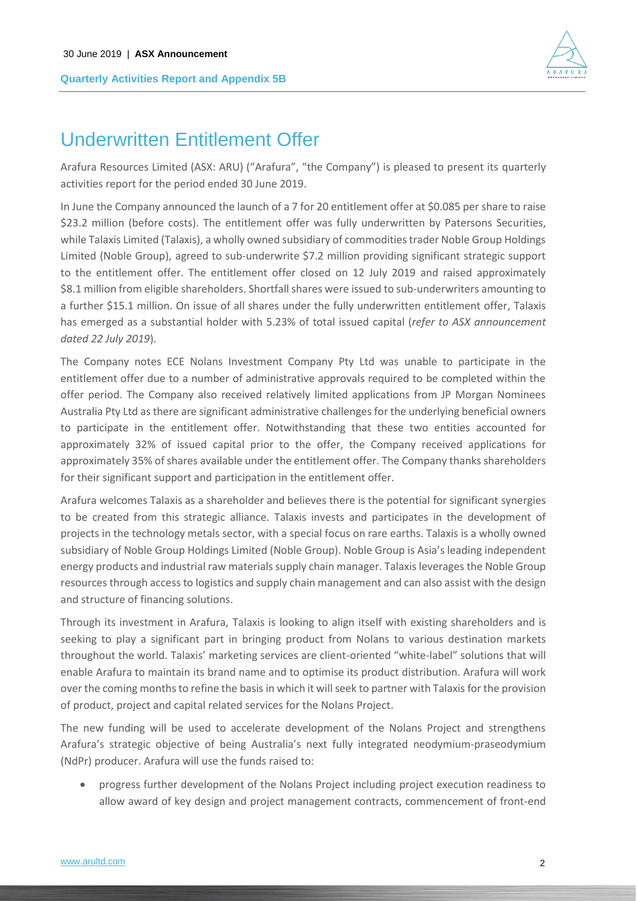# Underwritten Entitlement Offer

Arafura Resources Limited (ASX: ARU) ("Arafura", "the Company") is pleased to present its quarterly activities report for the period ended 30 June 2019.

In June the Company announced the launch of a 7 for 20 entitlement offer at $0.085 per share to raise $23.2 million (before costs). The entitlement offer was fully underwritten by Patersons Securities, while Talaxis Limited (Talaxis), a wholly owned subsidiary of commodities trader Noble Group Holdings Limited (Noble Group), agreed to sub-underwrite $7.2 million providing significant strategic support to the entitlement offer. The entitlement offer closed on 12 July 2019 and raised approximately $8.1 million from eligible shareholders. Shortfall shares were issued to sub-underwriters amounting to a further $15.1 million. On issue of all shares under the fully underwritten entitlement offer, Talaxis has emerged as a substantial holder with 5.23% of total issued capital (*refer to ASX announcement dated 22 July 2019*).

The Company notes ECE Nolans Investment Company Pty Ltd was unable to participate in the entitlement offer due to a number of administrative approvals required to be completed within the offer period. The Company also received relatively limited applications from JP Morgan Nominees Australia Pty Ltd as there are significant administrative challenges for the underlying beneficial owners to participate in the entitlement offer. Notwithstanding that these two entities accounted for approximately 32% of issued capital prior to the offer, the Company received applications for approximately 35% of shares available under the entitlement offer. The Company thanks shareholders for their significant support and participation in the entitlement offer.

Arafura welcomes Talaxis as a shareholder and believes there is the potential for significant synergies to be created from this strategic alliance. Talaxis invests and participates in the development of projects in the technology metals sector, with a special focus on rare earths. Talaxis is a wholly owned subsidiary of Noble Group Holdings Limited (Noble Group). Noble Group is Asia's leading independent energy products and industrial raw materials supply chain manager. Talaxis leverages the Noble Group resources through access to logistics and supply chain management and can also assist with the design and structure of financing solutions.

Through its investment in Arafura, Talaxis is looking to align itself with existing shareholders and is seeking to play a significant part in bringing product from Nolans to various destination markets throughout the world. Talaxis' marketing services are client-oriented "white-label" solutions that will enable Arafura to maintain its brand name and to optimise its product distribution. Arafura will work over the coming months to refine the basis in which it will seek to partner with Talaxis for the provision of product, project and capital related services for the Nolans Project.

The new funding will be used to accelerate development of the Nolans Project and strengthens Arafura's strategic objective of being Australia's next fully integrated neodymium-praseodymium (NdPr) producer. Arafura will use the funds raised to:

- progress further development of the Nolans Project including project execution readiness to allow award of key design and project management contracts, commencement of front-end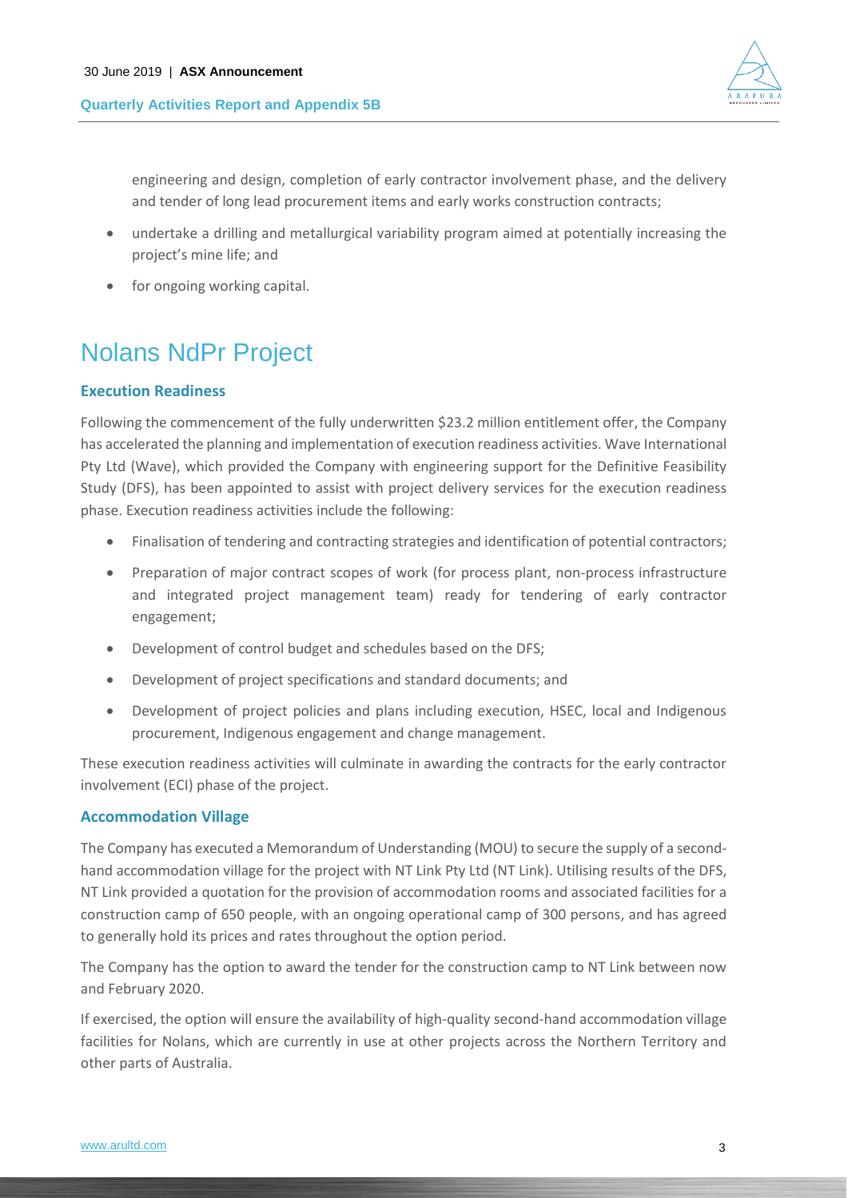engineering and design, completion of early contractor involvement phase, and the delivery and tender of long lead procurement items and early works construction contracts;

- undertake a drilling and metallurgical variability program aimed at potentially increasing the project's mine life; and
- for ongoing working capital.

# Nolans NdPr Project

### Execution Readiness

Following the commencement of the fully underwritten $23.2 million entitlement offer, the Company has accelerated the planning and implementation of execution readiness activities. Wave International Pty Ltd (Wave), which provided the Company with engineering support for the Definitive Feasibility Study (DFS), has been appointed to assist with project delivery services for the execution readiness phase. Execution readiness activities include the following:

- Finalisation of tendering and contracting strategies and identification of potential contractors;
- Preparation of major contract scopes of work (for process plant, non-process infrastructure and integrated project management team) ready for tendering of early contractor engagement;
- Development of control budget and schedules based on the DFS;
- Development of project specifications and standard documents; and
- Development of project policies and plans including execution, HSEC, local and Indigenous procurement, Indigenous engagement and change management.

These execution readiness activities will culminate in awarding the contracts for the early contractor involvement (ECI) phase of the project.

### Accommodation Village

The Company has executed a Memorandum of Understanding (MOU) to secure the supply of a second-hand accommodation village for the project with NT Link Pty Ltd (NT Link). Utilising results of the DFS, NT Link provided a quotation for the provision of accommodation rooms and associated facilities for a construction camp of 650 people, with an ongoing operational camp of 300 persons, and has agreed to generally hold its prices and rates throughout the option period.

The Company has the option to award the tender for the construction camp to NT Link between now and February 2020.

If exercised, the option will ensure the availability of high-quality second-hand accommodation village facilities for Nolans, which are currently in use at other projects across the Northern Territory and other parts of Australia.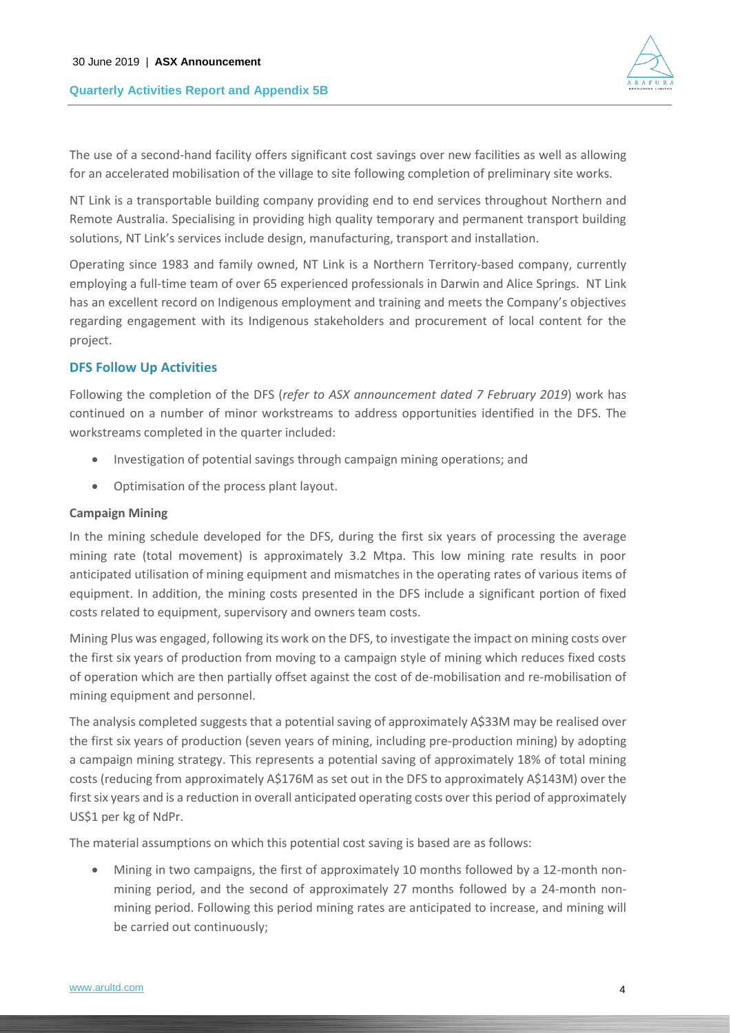The use of a second-hand facility offers significant cost savings over new facilities as well as allowing for an accelerated mobilisation of the village to site following completion of preliminary site works.

NT Link is a transportable building company providing end to end services throughout Northern and Remote Australia. Specialising in providing high quality temporary and permanent transport building solutions, NT Link's services include design, manufacturing, transport and installation.

Operating since 1983 and family owned, NT Link is a Northern Territory-based company, currently employing a full-time team of over 65 experienced professionals in Darwin and Alice Springs. NT Link has an excellent record on Indigenous employment and training and meets the Company's objectives regarding engagement with its Indigenous stakeholders and procurement of local content for the project.

## DFS Follow Up Activities

Following the completion of the DFS (*refer to ASX announcement dated 7 February 2019*) work has continued on a number of minor workstreams to address opportunities identified in the DFS. The workstreams completed in the quarter included:

- Investigation of potential savings through campaign mining operations; and
- Optimisation of the process plant layout.

### Campaign Mining

In the mining schedule developed for the DFS, during the first six years of processing the average mining rate (total movement) is approximately 3.2 Mtpa. This low mining rate results in poor anticipated utilisation of mining equipment and mismatches in the operating rates of various items of equipment. In addition, the mining costs presented in the DFS include a significant portion of fixed costs related to equipment, supervisory and owners team costs.

Mining Plus was engaged, following its work on the DFS, to investigate the impact on mining costs over the first six years of production from moving to a campaign style of mining which reduces fixed costs of operation which are then partially offset against the cost of de-mobilisation and re-mobilisation of mining equipment and personnel.

The analysis completed suggests that a potential saving of approximately A$33M may be realised over the first six years of production (seven years of mining, including pre-production mining) by adopting a campaign mining strategy. This represents a potential saving of approximately 18% of total mining costs (reducing from approximately A$176M as set out in the DFS to approximately A$143M) over the first six years and is a reduction in overall anticipated operating costs over this period of approximately US$1 per kg of NdPr.

The material assumptions on which this potential cost saving is based are as follows:

- Mining in two campaigns, the first of approximately 10 months followed by a 12-month non-mining period, and the second of approximately 27 months followed by a 24-month non-mining period. Following this period mining rates are anticipated to increase, and mining will be carried out continuously;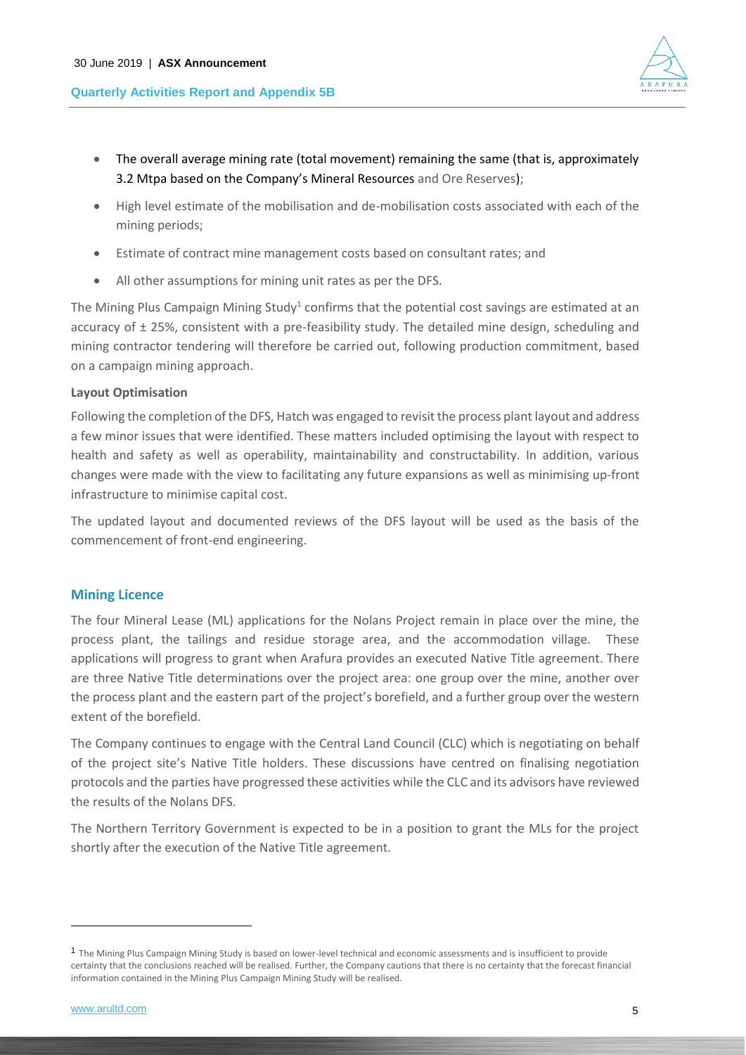- The overall average mining rate (total movement) remaining the same (that is, approximately 3.2 Mtpa based on the Company's Mineral Resources and Ore Reserves);
- High level estimate of the mobilisation and de-mobilisation costs associated with each of the mining periods;
- Estimate of contract mine management costs based on consultant rates; and
- All other assumptions for mining unit rates as per the DFS.

The Mining Plus Campaign Mining Study[1] confirms that the potential cost savings are estimated at an accuracy of ± 25%, consistent with a pre-feasibility study. The detailed mine design, scheduling and mining contractor tendering will therefore be carried out, following production commitment, based on a campaign mining approach.

**Layout Optimisation**

Following the completion of the DFS, Hatch was engaged to revisit the process plant layout and address a few minor issues that were identified. These matters included optimising the layout with respect to health and safety as well as operability, maintainability and constructability. In addition, various changes were made with the view to facilitating any future expansions as well as minimising up-front infrastructure to minimise capital cost.

The updated layout and documented reviews of the DFS layout will be used as the basis of the commencement of front-end engineering.

## Mining Licence

The four Mineral Lease (ML) applications for the Nolans Project remain in place over the mine, the process plant, the tailings and residue storage area, and the accommodation village. These applications will progress to grant when Arafura provides an executed Native Title agreement. There are three Native Title determinations over the project area: one group over the mine, another over the process plant and the eastern part of the project's borefield, and a further group over the western extent of the borefield.

The Company continues to engage with the Central Land Council (CLC) which is negotiating on behalf of the project site's Native Title holders. These discussions have centred on finalising negotiation protocols and the parties have progressed these activities while the CLC and its advisors have reviewed the results of the Nolans DFS.

The Northern Territory Government is expected to be in a position to grant the MLs for the project shortly after the execution of the Native Title agreement.

---

[1] The Mining Plus Campaign Mining Study is based on lower-level technical and economic assessments and is insufficient to provide certainty that the conclusions reached will be realised. Further, the Company cautions that there is no certainty that the forecast financial information contained in the Mining Plus Campaign Mining Study will be realised.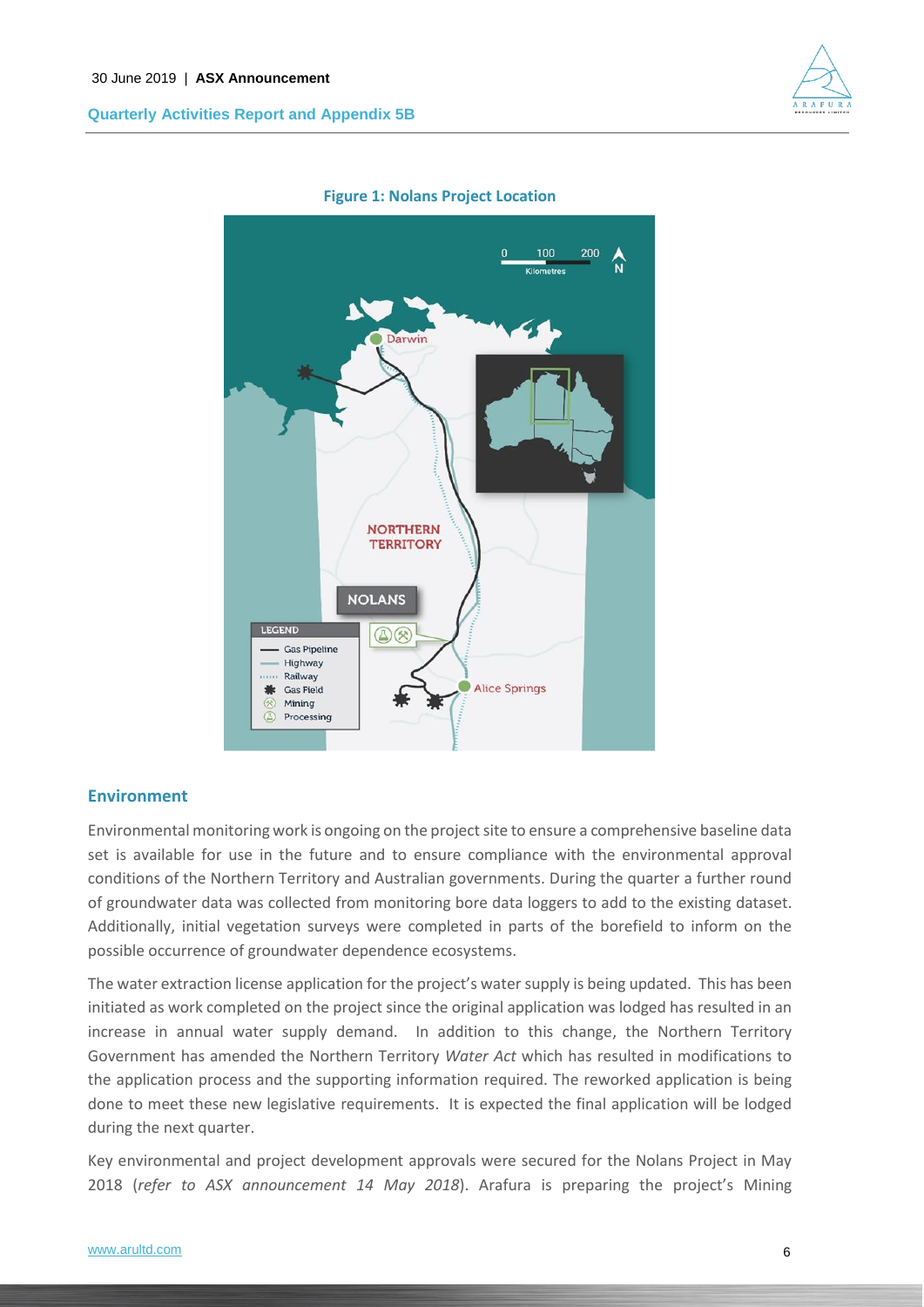**Figure 1: Nolans Project Location**

## Environment

Environmental monitoring work is ongoing on the project site to ensure a comprehensive baseline data set is available for use in the future and to ensure compliance with the environmental approval conditions of the Northern Territory and Australian governments. During the quarter a further round of groundwater data was collected from monitoring bore data loggers to add to the existing dataset. Additionally, initial vegetation surveys were completed in parts of the borefield to inform on the possible occurrence of groundwater dependence ecosystems.

The water extraction license application for the project's water supply is being updated. This has been initiated as work completed on the project since the original application was lodged has resulted in an increase in annual water supply demand. In addition to this change, the Northern Territory Government has amended the Northern Territory *Water Act* which has resulted in modifications to the application process and the supporting information required. The reworked application is being done to meet these new legislative requirements. It is expected the final application will be lodged during the next quarter.

Key environmental and project development approvals were secured for the Nolans Project in May 2018 (*refer to ASX announcement 14 May 2018*). Arafura is preparing the project's Mining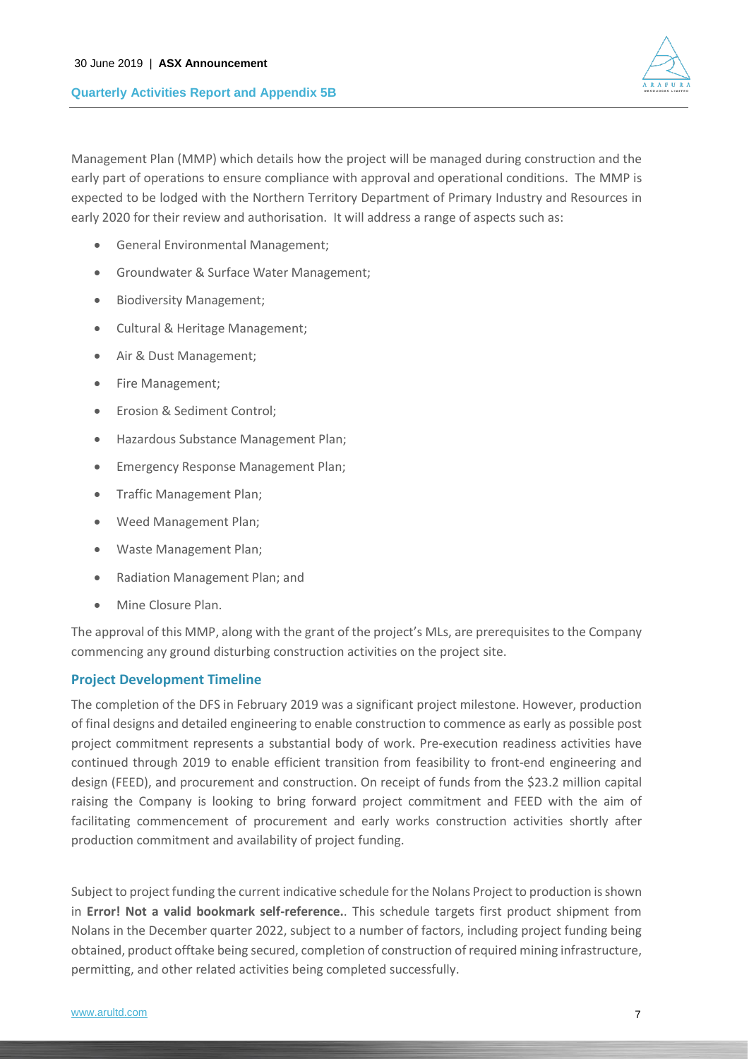Management Plan (MMP) which details how the project will be managed during construction and the early part of operations to ensure compliance with approval and operational conditions. The MMP is expected to be lodged with the Northern Territory Department of Primary Industry and Resources in early 2020 for their review and authorisation. It will address a range of aspects such as:

- General Environmental Management;
- Groundwater & Surface Water Management;
- Biodiversity Management;
- Cultural & Heritage Management;
- Air & Dust Management;
- Fire Management;
- Erosion & Sediment Control;
- Hazardous Substance Management Plan;
- Emergency Response Management Plan;
- Traffic Management Plan;
- Weed Management Plan;
- Waste Management Plan;
- Radiation Management Plan; and
- Mine Closure Plan.

The approval of this MMP, along with the grant of the project's MLs, are prerequisites to the Company commencing any ground disturbing construction activities on the project site.

## Project Development Timeline

The completion of the DFS in February 2019 was a significant project milestone. However, production of final designs and detailed engineering to enable construction to commence as early as possible post project commitment represents a substantial body of work. Pre-execution readiness activities have continued through 2019 to enable efficient transition from feasibility to front-end engineering and design (FEED), and procurement and construction. On receipt of funds from the $23.2 million capital raising the Company is looking to bring forward project commitment and FEED with the aim of facilitating commencement of procurement and early works construction activities shortly after production commitment and availability of project funding.

Subject to project funding the current indicative schedule for the Nolans Project to production is shown in **Error! Not a valid bookmark self-reference.**. This schedule targets first product shipment from Nolans in the December quarter 2022, subject to a number of factors, including project funding being obtained, product offtake being secured, completion of construction of required mining infrastructure, permitting, and other related activities being completed successfully.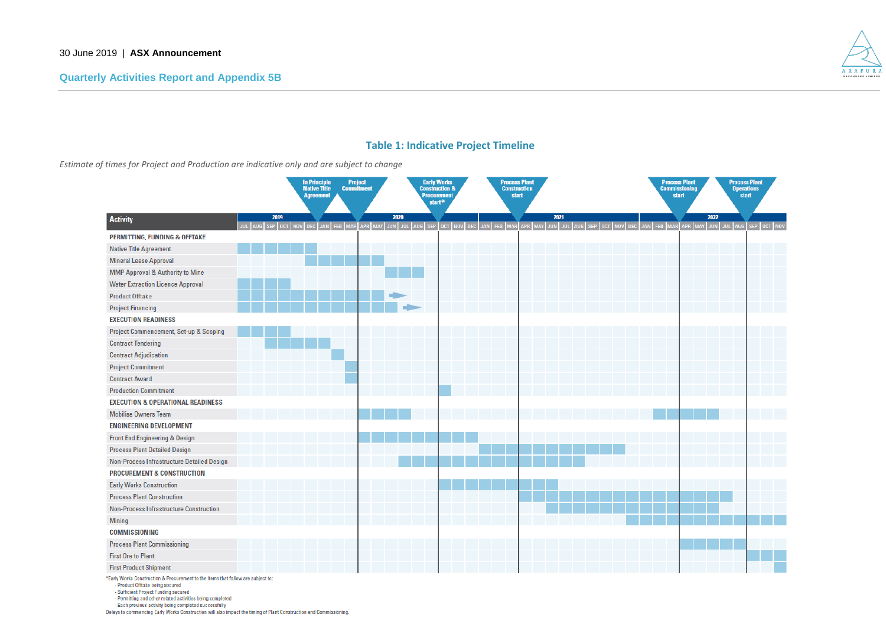## Table 1: Indicative Project Timeline

*Estimate of times for Project and Production are indicative only and are subject to change*

**Milestones:**

| Milestone | Indicative timing |
|---|---|
| In Principle Native Title Agreement | End of DEC 2019 |
| Project Commitment | End of MAR 2020 |
| Early Works Construction & Procurement start* | OCT 2020 |
| Process Plant Construction start | APR 2021 |
| Process Plant Commissioning start | APR 2022 |
| Process Plant Operations start | SEP 2022 |

| Activity | Indicative period (2019–2022) |
|---|---|
| **PERMITTING, FUNDING & OFFTAKE** | |
| Native Title Agreement | JUL 2019 – DEC 2019 |
| Mineral Lease Approval | DEC 2019 – MAY 2020 |
| MMP Approval & Authority to Mine | JUN 2020 – AUG 2020 |
| Water Extraction Licence Approval | JUL 2019 – OCT 2019 |
| Product Offtake | JUL 2019 – MAY 2020 (continuing →) |
| Project Financing | JUL 2019 – JUN 2020 (continuing →) |
| **EXECUTION READINESS** | |
| Project Commencement, Set-up & Scoping | JUL 2019 – OCT 2019 |
| Contract Tendering | SEP 2019 – JAN 2020 |
| Contract Adjudication | FEB 2020 |
| Project Commitment | MAR 2020 |
| Contract Award | MAR 2020 |
| Production Commitment | OCT 2020 |
| **EXECUTION & OPERATIONAL READINESS** | |
| Mobilise Owners Team | APR 2020 – JUL 2020; FEB 2022 – JUN 2022 |
| **ENGINEERING DEVELOPMENT** | |
| Front End Engineering & Design | APR 2020 – DEC 2020 |
| Process Plant Detailed Design | JAN 2021 – NOV 2021 |
| Non-Process Infrastructure Detailed Design | JUL 2020 – AUG 2021 |
| **PROCUREMENT & CONSTRUCTION** | |
| Early Works Construction | OCT 2020 – JUN 2021 |
| Process Plant Construction | APR 2021 – JUL 2022 |
| Non-Process Infrastructure Construction | JUN 2021 – JUN 2022 |
| Mining | DEC 2021 – NOV 2022 |
| **COMMISSIONING** | |
| Process Plant Commissioning | APR 2022 – AUG 2022 |
| First Ore to Plant | SEP 2022 – NOV 2022 |
| First Product Shipment | NOV 2022 |

*Early Works Construction & Procurement to the items that follow are subject to:
- Product Offtake being secured
- Sufficient Project Funding secured
- Permitting and other related activities being completed
- Each previous activity being completed successfully

Delays to commencing Early Works Construction will also impact the timing of Plant Construction and Commissioning.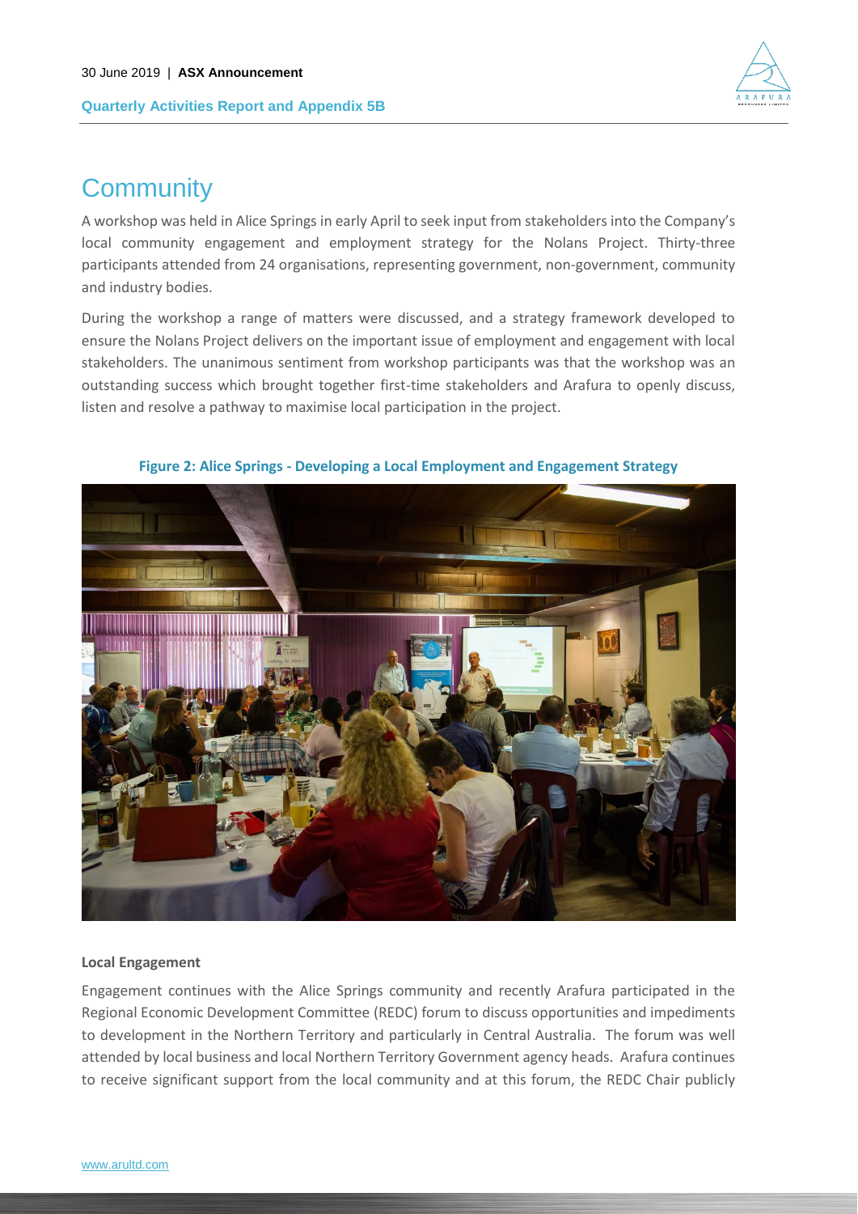# Community

A workshop was held in Alice Springs in early April to seek input from stakeholders into the Company's local community engagement and employment strategy for the Nolans Project. Thirty-three participants attended from 24 organisations, representing government, non-government, community and industry bodies.

During the workshop a range of matters were discussed, and a strategy framework developed to ensure the Nolans Project delivers on the important issue of employment and engagement with local stakeholders. The unanimous sentiment from workshop participants was that the workshop was an outstanding success which brought together first-time stakeholders and Arafura to openly discuss, listen and resolve a pathway to maximise local participation in the project.

**Figure 2: Alice Springs - Developing a Local Employment and Engagement Strategy**

**Local Engagement**

Engagement continues with the Alice Springs community and recently Arafura participated in the Regional Economic Development Committee (REDC) forum to discuss opportunities and impediments to development in the Northern Territory and particularly in Central Australia. The forum was well attended by local business and local Northern Territory Government agency heads. Arafura continues to receive significant support from the local community and at this forum, the REDC Chair publicly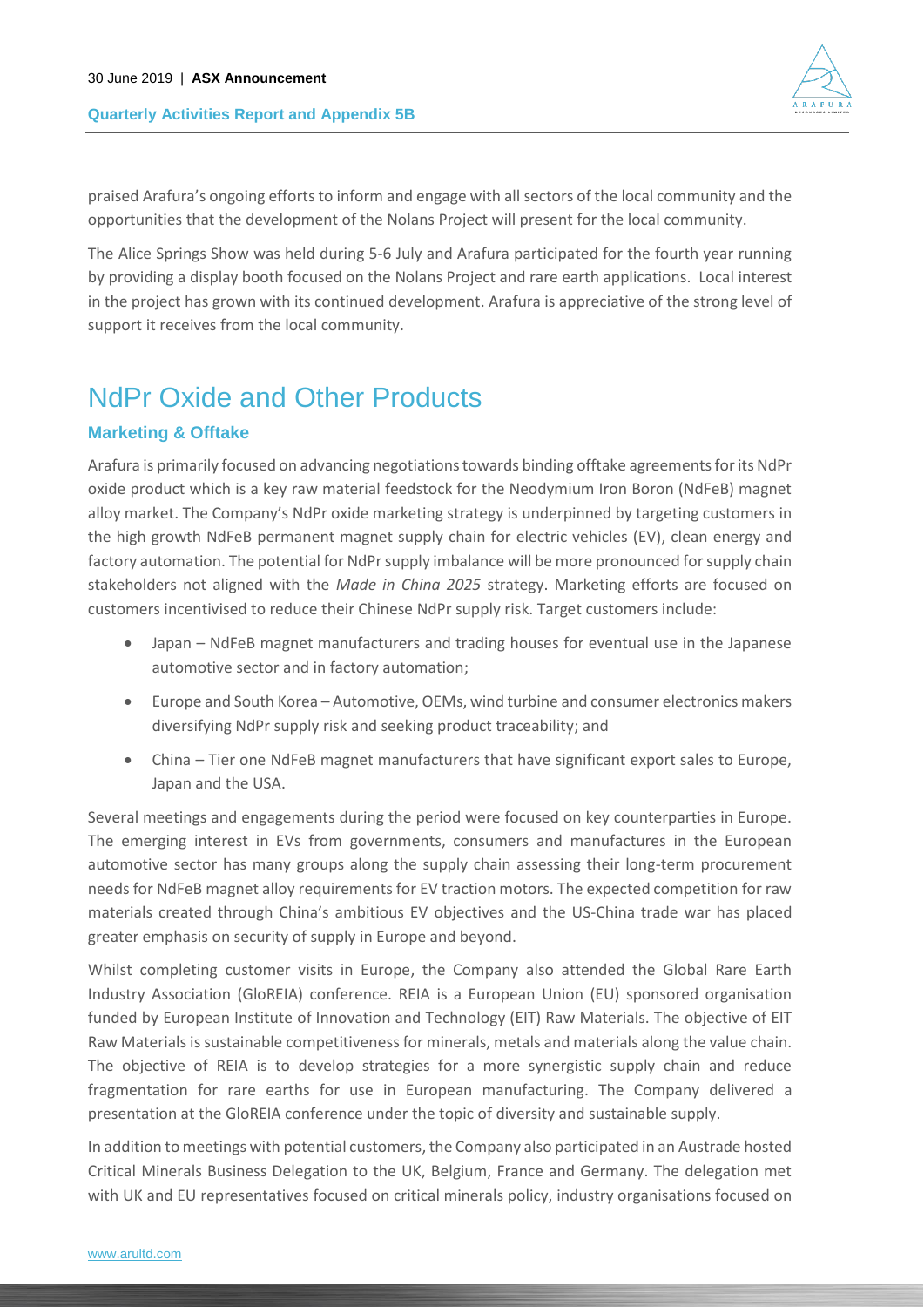praised Arafura's ongoing efforts to inform and engage with all sectors of the local community and the opportunities that the development of the Nolans Project will present for the local community.

The Alice Springs Show was held during 5-6 July and Arafura participated for the fourth year running by providing a display booth focused on the Nolans Project and rare earth applications. Local interest in the project has grown with its continued development. Arafura is appreciative of the strong level of support it receives from the local community.

# NdPr Oxide and Other Products

### Marketing & Offtake

Arafura is primarily focused on advancing negotiations towards binding offtake agreements for its NdPr oxide product which is a key raw material feedstock for the Neodymium Iron Boron (NdFeB) magnet alloy market. The Company's NdPr oxide marketing strategy is underpinned by targeting customers in the high growth NdFeB permanent magnet supply chain for electric vehicles (EV), clean energy and factory automation. The potential for NdPr supply imbalance will be more pronounced for supply chain stakeholders not aligned with the *Made in China 2025* strategy. Marketing efforts are focused on customers incentivised to reduce their Chinese NdPr supply risk. Target customers include:

- Japan – NdFeB magnet manufacturers and trading houses for eventual use in the Japanese automotive sector and in factory automation;
- Europe and South Korea – Automotive, OEMs, wind turbine and consumer electronics makers diversifying NdPr supply risk and seeking product traceability; and
- China – Tier one NdFeB magnet manufacturers that have significant export sales to Europe, Japan and the USA.

Several meetings and engagements during the period were focused on key counterparties in Europe. The emerging interest in EVs from governments, consumers and manufactures in the European automotive sector has many groups along the supply chain assessing their long-term procurement needs for NdFeB magnet alloy requirements for EV traction motors. The expected competition for raw materials created through China's ambitious EV objectives and the US-China trade war has placed greater emphasis on security of supply in Europe and beyond.

Whilst completing customer visits in Europe, the Company also attended the Global Rare Earth Industry Association (GloREIA) conference. REIA is a European Union (EU) sponsored organisation funded by European Institute of Innovation and Technology (EIT) Raw Materials. The objective of EIT Raw Materials is sustainable competitiveness for minerals, metals and materials along the value chain. The objective of REIA is to develop strategies for a more synergistic supply chain and reduce fragmentation for rare earths for use in European manufacturing. The Company delivered a presentation at the GloREIA conference under the topic of diversity and sustainable supply.

In addition to meetings with potential customers, the Company also participated in an Austrade hosted Critical Minerals Business Delegation to the UK, Belgium, France and Germany. The delegation met with UK and EU representatives focused on critical minerals policy, industry organisations focused on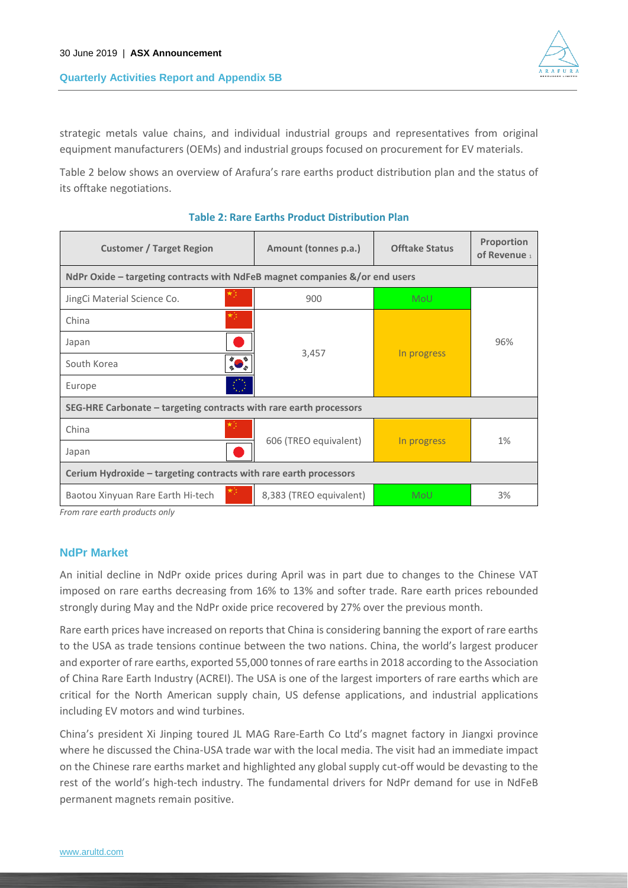strategic metals value chains, and individual industrial groups and representatives from original equipment manufacturers (OEMs) and industrial groups focused on procurement for EV materials.

Table 2 below shows an overview of Arafura's rare earths product distribution plan and the status of its offtake negotiations.

**Table 2: Rare Earths Product Distribution Plan**

| Customer / Target Region | Amount (tonnes p.a.) | Offtake Status | Proportion of Revenue [1] |
|---|---|---|---|
| **NdPr Oxide – targeting contracts with NdFeB magnet companies &/or end users** | | | |
| JingCi Material Science Co. | 900 | MoU | 96% |
| China | 3,457 | In progress | |
| Japan | | | |
| South Korea | | | |
| Europe | | | |
| **SEG-HRE Carbonate – targeting contracts with rare earth processors** | | | |
| China | 606 (TREO equivalent) | In progress | 1% |
| Japan | | | |
| **Cerium Hydroxide – targeting contracts with rare earth processors** | | | |
| Baotou Xinyuan Rare Earth Hi-tech | 8,383 (TREO equivalent) | MoU | 3% |

*From rare earth products only*

## NdPr Market

An initial decline in NdPr oxide prices during April was in part due to changes to the Chinese VAT imposed on rare earths decreasing from 16% to 13% and softer trade. Rare earth prices rebounded strongly during May and the NdPr oxide price recovered by 27% over the previous month.

Rare earth prices have increased on reports that China is considering banning the export of rare earths to the USA as trade tensions continue between the two nations. China, the world's largest producer and exporter of rare earths, exported 55,000 tonnes of rare earths in 2018 according to the Association of China Rare Earth Industry (ACREI). The USA is one of the largest importers of rare earths which are critical for the North American supply chain, US defense applications, and industrial applications including EV motors and wind turbines.

China's president Xi Jinping toured JL MAG Rare-Earth Co Ltd's magnet factory in Jiangxi province where he discussed the China-USA trade war with the local media. The visit had an immediate impact on the Chinese rare earths market and highlighted any global supply cut-off would be devasting to the rest of the world's high-tech industry. The fundamental drivers for NdPr demand for use in NdFeB permanent magnets remain positive.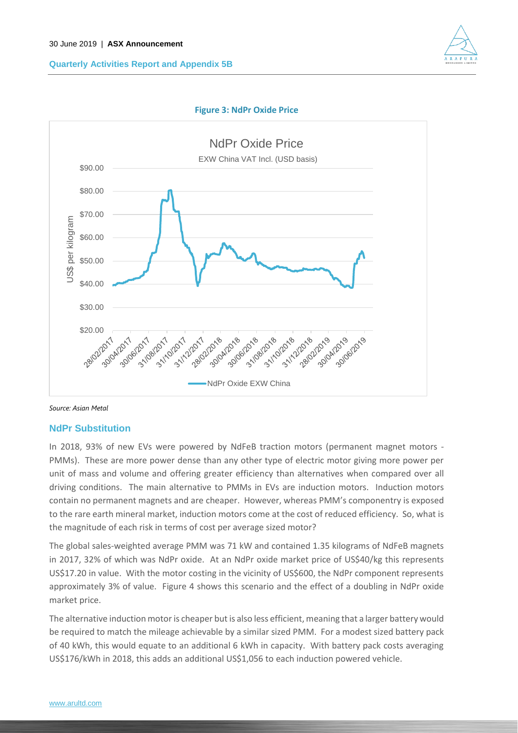**Figure 3: NdPr Oxide Price**

*Source: Asian Metal*

### NdPr Substitution

In 2018, 93% of new EVs were powered by NdFeB traction motors (permanent magnet motors - PMMs). These are more power dense than any other type of electric motor giving more power per unit of mass and volume and offering greater efficiency than alternatives when compared over all driving conditions. The main alternative to PMMs in EVs are induction motors. Induction motors contain no permanent magnets and are cheaper. However, whereas PMM's componentry is exposed to the rare earth mineral market, induction motors come at the cost of reduced efficiency. So, what is the magnitude of each risk in terms of cost per average sized motor?

The global sales-weighted average PMM was 71 kW and contained 1.35 kilograms of NdFeB magnets in 2017, 32% of which was NdPr oxide. At an NdPr oxide market price of US$40/kg this represents US$17.20 in value. With the motor costing in the vicinity of US$600, the NdPr component represents approximately 3% of value. Figure 4 shows this scenario and the effect of a doubling in NdPr oxide market price.

The alternative induction motor is cheaper but is also less efficient, meaning that a larger battery would be required to match the mileage achievable by a similar sized PMM. For a modest sized battery pack of 40 kWh, this would equate to an additional 6 kWh in capacity. With battery pack costs averaging US$176/kWh in 2018, this adds an additional US$1,056 to each induction powered vehicle.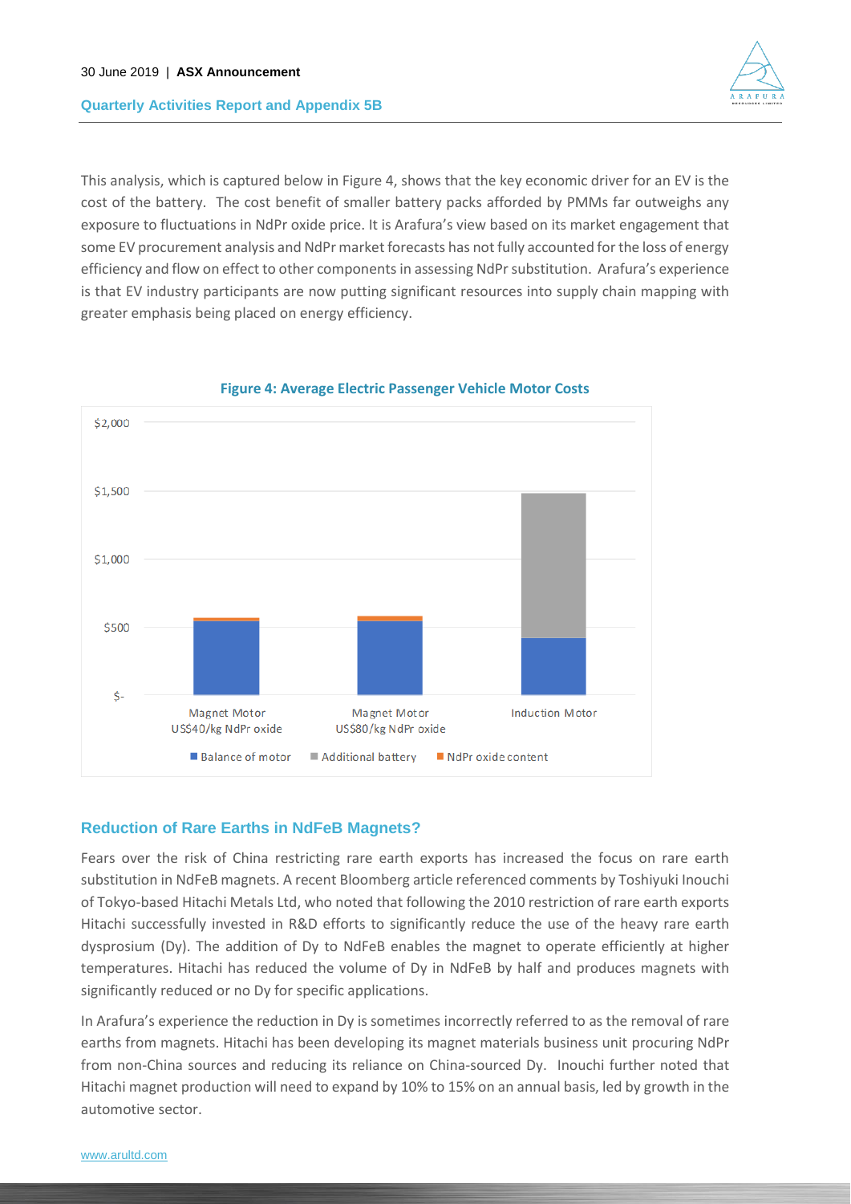This analysis, which is captured below in Figure 4, shows that the key economic driver for an EV is the cost of the battery. The cost benefit of smaller battery packs afforded by PMMs far outweighs any exposure to fluctuations in NdPr oxide price. It is Arafura's view based on its market engagement that some EV procurement analysis and NdPr market forecasts has not fully accounted for the loss of energy efficiency and flow on effect to other components in assessing NdPr substitution. Arafura's experience is that EV industry participants are now putting significant resources into supply chain mapping with greater emphasis being placed on energy efficiency.

**Figure 4: Average Electric Passenger Vehicle Motor Costs**

## Reduction of Rare Earths in NdFeB Magnets?

Fears over the risk of China restricting rare earth exports has increased the focus on rare earth substitution in NdFeB magnets. A recent Bloomberg article referenced comments by Toshiyuki Inouchi of Tokyo-based Hitachi Metals Ltd, who noted that following the 2010 restriction of rare earth exports Hitachi successfully invested in R&D efforts to significantly reduce the use of the heavy rare earth dysprosium (Dy). The addition of Dy to NdFeB enables the magnet to operate efficiently at higher temperatures. Hitachi has reduced the volume of Dy in NdFeB by half and produces magnets with significantly reduced or no Dy for specific applications.

In Arafura's experience the reduction in Dy is sometimes incorrectly referred to as the removal of rare earths from magnets. Hitachi has been developing its magnet materials business unit procuring NdPr from non-China sources and reducing its reliance on China-sourced Dy. Inouchi further noted that Hitachi magnet production will need to expand by 10% to 15% on an annual basis, led by growth in the automotive sector.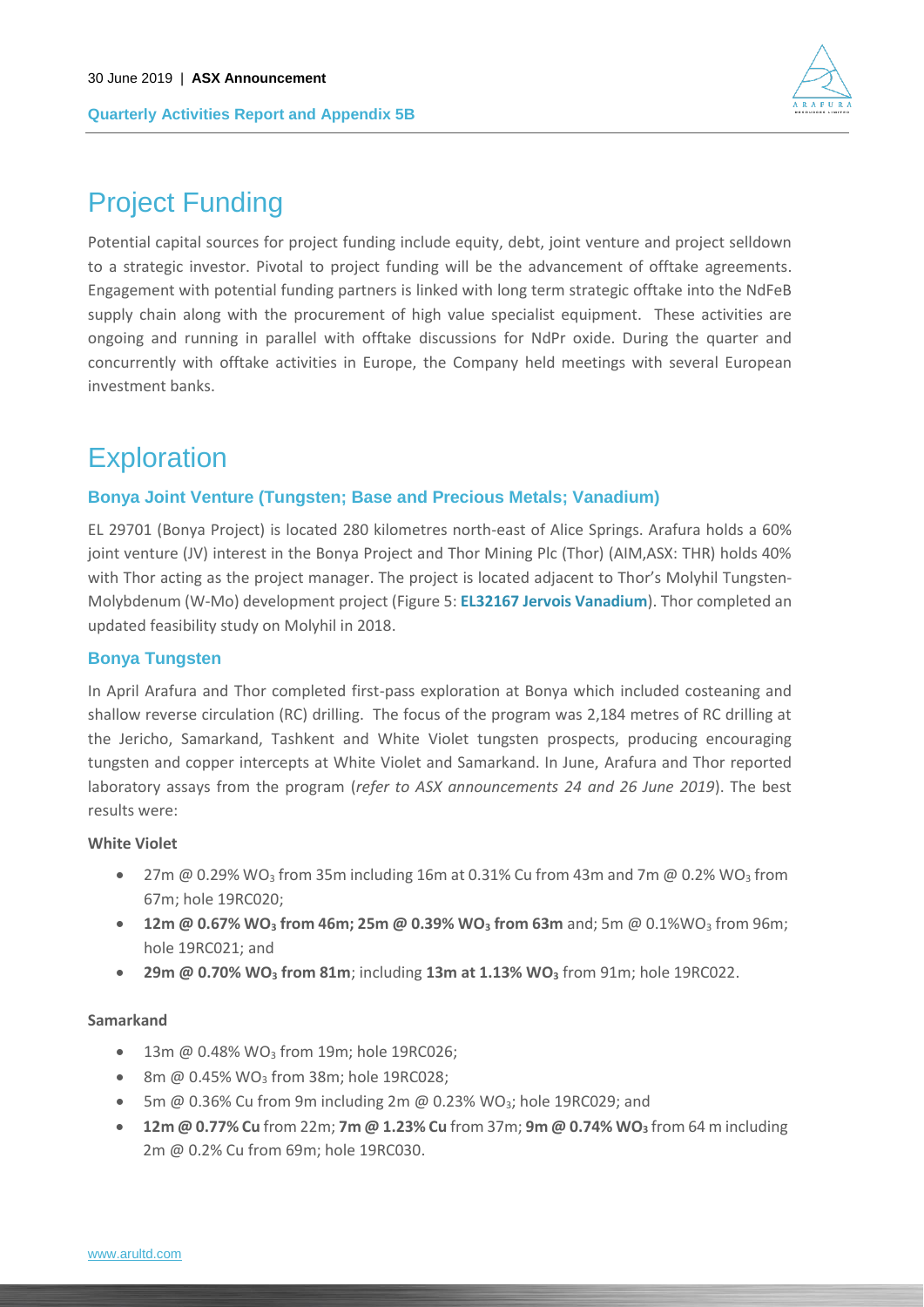# Project Funding

Potential capital sources for project funding include equity, debt, joint venture and project selldown to a strategic investor. Pivotal to project funding will be the advancement of offtake agreements. Engagement with potential funding partners is linked with long term strategic offtake into the NdFeB supply chain along with the procurement of high value specialist equipment. These activities are ongoing and running in parallel with offtake discussions for NdPr oxide. During the quarter and concurrently with offtake activities in Europe, the Company held meetings with several European investment banks.

# Exploration

### Bonya Joint Venture (Tungsten; Base and Precious Metals; Vanadium)

EL 29701 (Bonya Project) is located 280 kilometres north-east of Alice Springs. Arafura holds a 60% joint venture (JV) interest in the Bonya Project and Thor Mining Plc (Thor) (AIM,ASX: THR) holds 40% with Thor acting as the project manager. The project is located adjacent to Thor's Molyhil Tungsten-Molybdenum (W-Mo) development project (Figure 5: **EL32167 Jervois Vanadium**). Thor completed an updated feasibility study on Molyhil in 2018.

### Bonya Tungsten

In April Arafura and Thor completed first-pass exploration at Bonya which included costeaning and shallow reverse circulation (RC) drilling. The focus of the program was 2,184 metres of RC drilling at the Jericho, Samarkand, Tashkent and White Violet tungsten prospects, producing encouraging tungsten and copper intercepts at White Violet and Samarkand. In June, Arafura and Thor reported laboratory assays from the program (*refer to ASX announcements 24 and 26 June 2019*). The best results were:

**White Violet**

- 27m @ 0.29% $WO_3$ from 35m including 16m at 0.31% Cu from 43m and 7m @ 0.2% $WO_3$ from 67m; hole 19RC020;
- **12m @ 0.67% $WO_3$ from 46m; 25m @ 0.39% $WO_3$ from 63m** and; 5m @ 0.1%$WO_3$ from 96m; hole 19RC021; and
- **29m @ 0.70% $WO_3$ from 81m**; including **13m at 1.13% $WO_3$** from 91m; hole 19RC022.

**Samarkand**

- 13m @ 0.48% $WO_3$ from 19m; hole 19RC026;
- 8m @ 0.45% $WO_3$ from 38m; hole 19RC028;
- 5m @ 0.36% Cu from 9m including 2m @ 0.23% $WO_3$; hole 19RC029; and
- **12m @ 0.77% Cu** from 22m; **7m @ 1.23% Cu** from 37m; **9m @ 0.74% $WO_3$** from 64 m including 2m @ 0.2% Cu from 69m; hole 19RC030.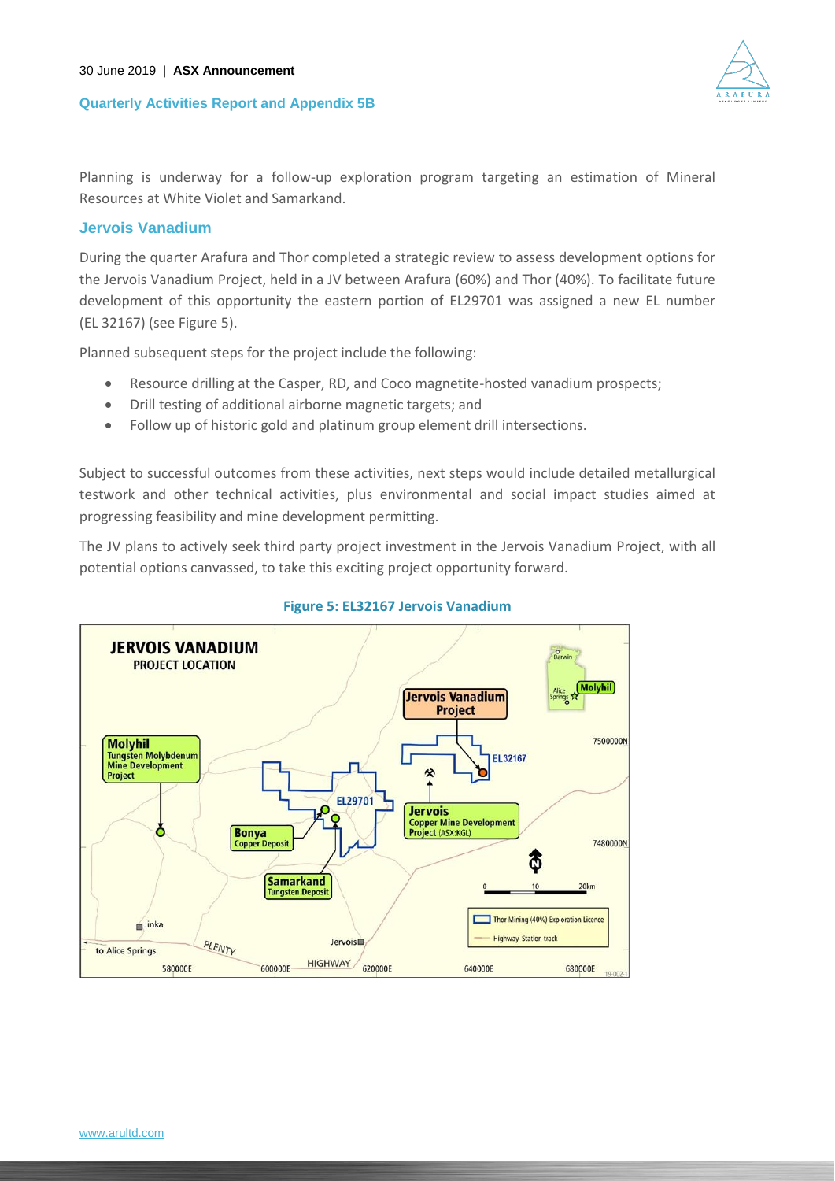Planning is underway for a follow-up exploration program targeting an estimation of Mineral Resources at White Violet and Samarkand.

### Jervois Vanadium

During the quarter Arafura and Thor completed a strategic review to assess development options for the Jervois Vanadium Project, held in a JV between Arafura (60%) and Thor (40%). To facilitate future development of this opportunity the eastern portion of EL29701 was assigned a new EL number (EL 32167) (see Figure 5).

Planned subsequent steps for the project include the following:

- Resource drilling at the Casper, RD, and Coco magnetite-hosted vanadium prospects;
- Drill testing of additional airborne magnetic targets; and
- Follow up of historic gold and platinum group element drill intersections.

Subject to successful outcomes from these activities, next steps would include detailed metallurgical testwork and other technical activities, plus environmental and social impact studies aimed at progressing feasibility and mine development permitting.

The JV plans to actively seek third party project investment in the Jervois Vanadium Project, with all potential options canvassed, to take this exciting project opportunity forward.

**Figure 5: EL32167 Jervois Vanadium**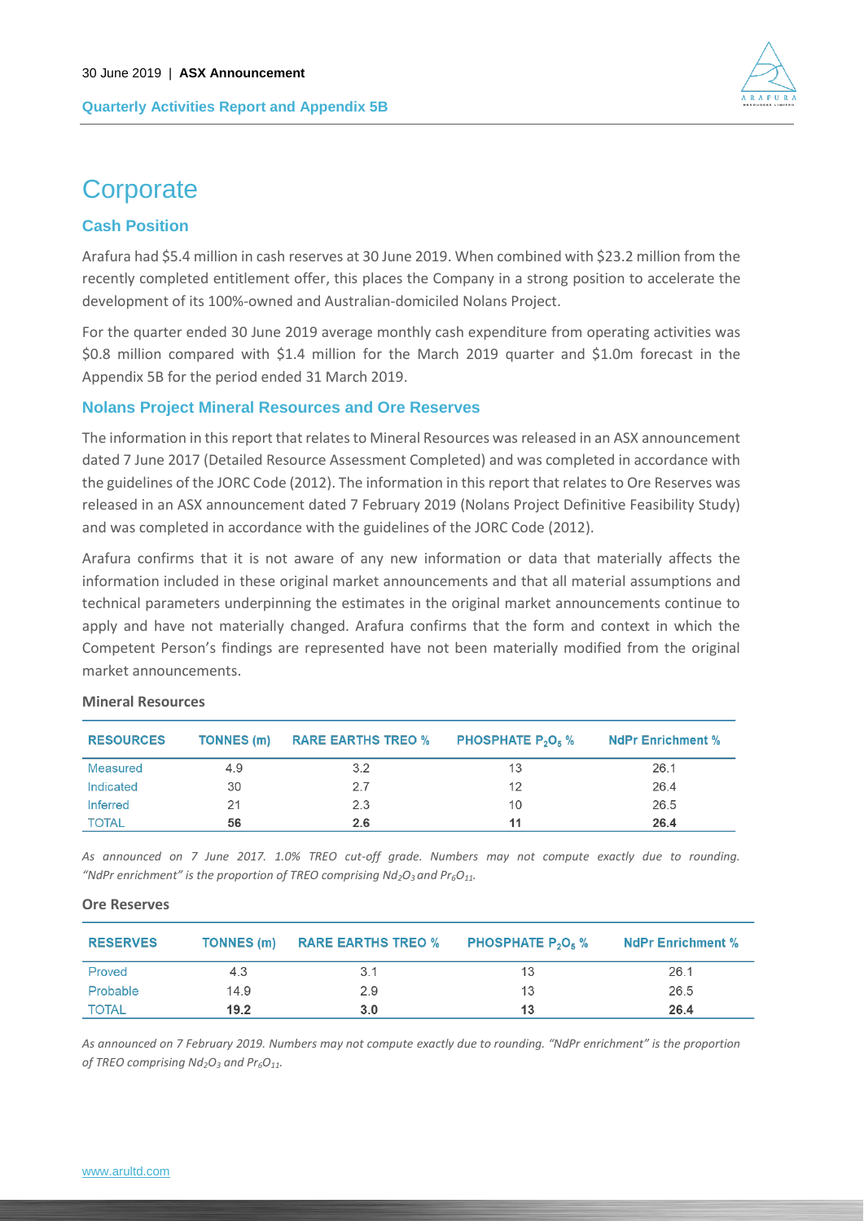# Corporate

## Cash Position

Arafura had $5.4 million in cash reserves at 30 June 2019. When combined with $23.2 million from the recently completed entitlement offer, this places the Company in a strong position to accelerate the development of its 100%-owned and Australian-domiciled Nolans Project.

For the quarter ended 30 June 2019 average monthly cash expenditure from operating activities was $0.8 million compared with $1.4 million for the March 2019 quarter and $1.0m forecast in the Appendix 5B for the period ended 31 March 2019.

## Nolans Project Mineral Resources and Ore Reserves

The information in this report that relates to Mineral Resources was released in an ASX announcement dated 7 June 2017 (Detailed Resource Assessment Completed) and was completed in accordance with the guidelines of the JORC Code (2012). The information in this report that relates to Ore Reserves was released in an ASX announcement dated 7 February 2019 (Nolans Project Definitive Feasibility Study) and was completed in accordance with the guidelines of the JORC Code (2012).

Arafura confirms that it is not aware of any new information or data that materially affects the information included in these original market announcements and that all material assumptions and technical parameters underpinning the estimates in the original market announcements continue to apply and have not materially changed. Arafura confirms that the form and context in which the Competent Person's findings are represented have not been materially modified from the original market announcements.

**Mineral Resources**

| RESOURCES | TONNES (m) | RARE EARTHS TREO % | PHOSPHATE $P_2O_5$ % | NdPr Enrichment % |
|---|---|---|---|---|
| Measured | 4.9 | 3.2 | 13 | 26.1 |
| Indicated | 30 | 2.7 | 12 | 26.4 |
| Inferred | 21 | 2.3 | 10 | 26.5 |
| TOTAL | **56** | **2.6** | **11** | **26.4** |

*As announced on 7 June 2017. 1.0% TREO cut-off grade. Numbers may not compute exactly due to rounding. "NdPr enrichment" is the proportion of TREO comprising $Nd_2O_3$ and $Pr_6O_{11}$.*

**Ore Reserves**

| RESERVES | TONNES (m) | RARE EARTHS TREO % | PHOSPHATE $P_2O_5$ % | NdPr Enrichment % |
|---|---|---|---|---|
| Proved | 4.3 | 3.1 | 13 | 26.1 |
| Probable | 14.9 | 2.9 | 13 | 26.5 |
| TOTAL | **19.2** | **3.0** | **13** | **26.4** |

*As announced on 7 February 2019. Numbers may not compute exactly due to rounding. "NdPr enrichment" is the proportion of TREO comprising $Nd_2O_3$ and $Pr_6O_{11}$.*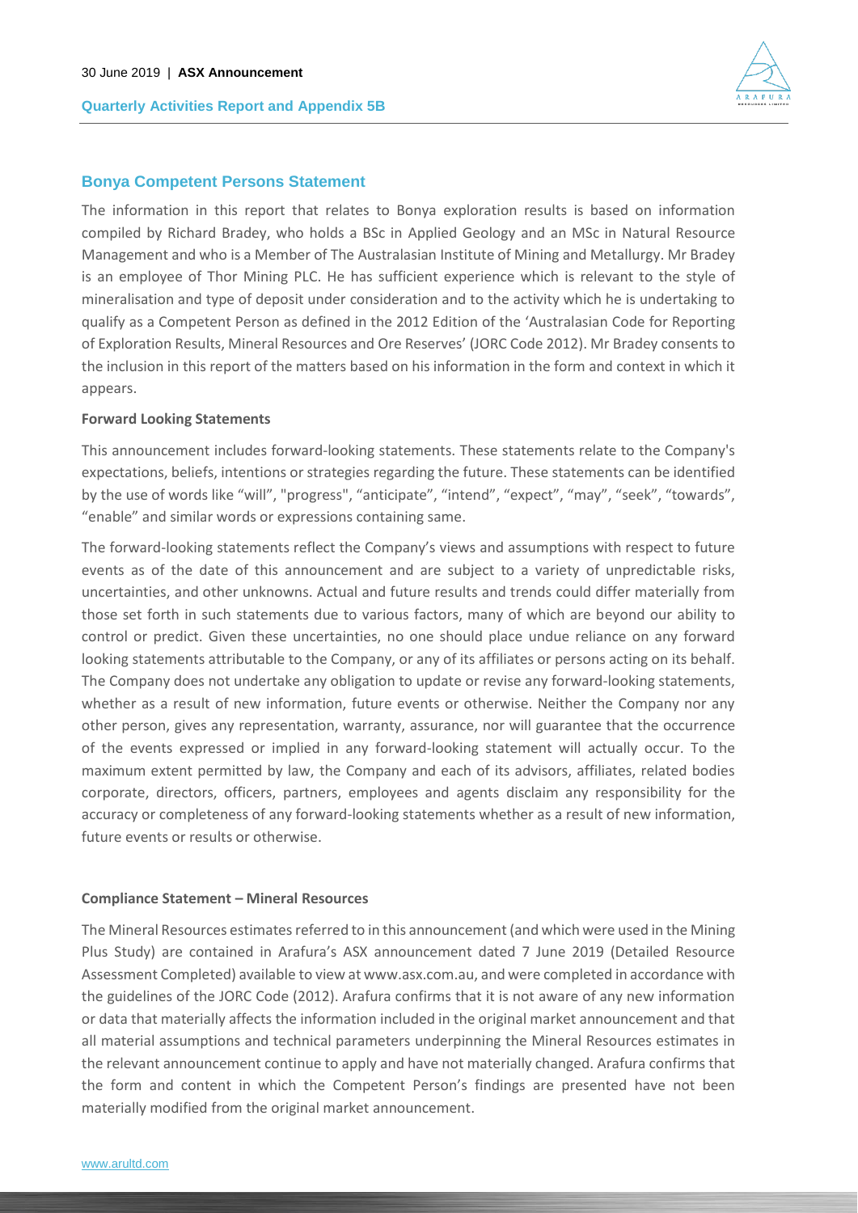## Bonya Competent Persons Statement

The information in this report that relates to Bonya exploration results is based on information compiled by Richard Bradey, who holds a BSc in Applied Geology and an MSc in Natural Resource Management and who is a Member of The Australasian Institute of Mining and Metallurgy. Mr Bradey is an employee of Thor Mining PLC. He has sufficient experience which is relevant to the style of mineralisation and type of deposit under consideration and to the activity which he is undertaking to qualify as a Competent Person as defined in the 2012 Edition of the 'Australasian Code for Reporting of Exploration Results, Mineral Resources and Ore Reserves' (JORC Code 2012). Mr Bradey consents to the inclusion in this report of the matters based on his information in the form and context in which it appears.

**Forward Looking Statements**

This announcement includes forward-looking statements. These statements relate to the Company's expectations, beliefs, intentions or strategies regarding the future. These statements can be identified by the use of words like "will", "progress", "anticipate", "intend", "expect", "may", "seek", "towards", "enable" and similar words or expressions containing same.

The forward-looking statements reflect the Company's views and assumptions with respect to future events as of the date of this announcement and are subject to a variety of unpredictable risks, uncertainties, and other unknowns. Actual and future results and trends could differ materially from those set forth in such statements due to various factors, many of which are beyond our ability to control or predict. Given these uncertainties, no one should place undue reliance on any forward looking statements attributable to the Company, or any of its affiliates or persons acting on its behalf. The Company does not undertake any obligation to update or revise any forward-looking statements, whether as a result of new information, future events or otherwise. Neither the Company nor any other person, gives any representation, warranty, assurance, nor will guarantee that the occurrence of the events expressed or implied in any forward-looking statement will actually occur. To the maximum extent permitted by law, the Company and each of its advisors, affiliates, related bodies corporate, directors, officers, partners, employees and agents disclaim any responsibility for the accuracy or completeness of any forward-looking statements whether as a result of new information, future events or results or otherwise.

**Compliance Statement – Mineral Resources**

The Mineral Resources estimates referred to in this announcement (and which were used in the Mining Plus Study) are contained in Arafura's ASX announcement dated 7 June 2019 (Detailed Resource Assessment Completed) available to view at www.asx.com.au, and were completed in accordance with the guidelines of the JORC Code (2012). Arafura confirms that it is not aware of any new information or data that materially affects the information included in the original market announcement and that all material assumptions and technical parameters underpinning the Mineral Resources estimates in the relevant announcement continue to apply and have not materially changed. Arafura confirms that the form and content in which the Competent Person's findings are presented have not been materially modified from the original market announcement.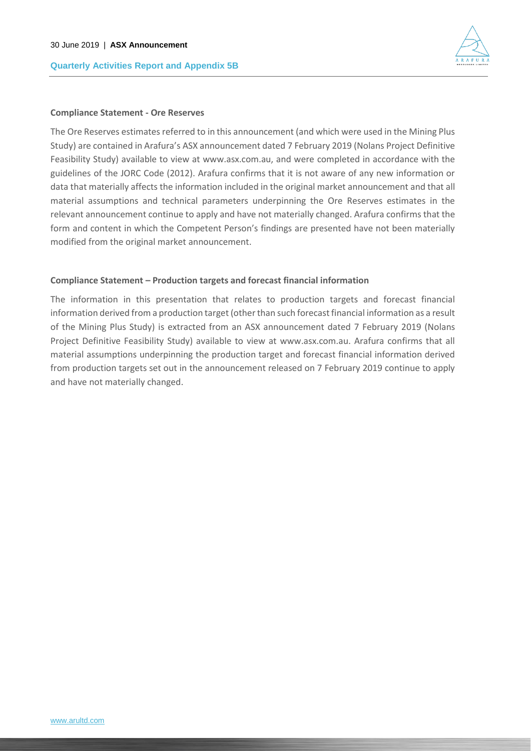**Compliance Statement - Ore Reserves**

The Ore Reserves estimates referred to in this announcement (and which were used in the Mining Plus Study) are contained in Arafura's ASX announcement dated 7 February 2019 (Nolans Project Definitive Feasibility Study) available to view at www.asx.com.au, and were completed in accordance with the guidelines of the JORC Code (2012). Arafura confirms that it is not aware of any new information or data that materially affects the information included in the original market announcement and that all material assumptions and technical parameters underpinning the Ore Reserves estimates in the relevant announcement continue to apply and have not materially changed. Arafura confirms that the form and content in which the Competent Person's findings are presented have not been materially modified from the original market announcement.

**Compliance Statement – Production targets and forecast financial information**

The information in this presentation that relates to production targets and forecast financial information derived from a production target (other than such forecast financial information as a result of the Mining Plus Study) is extracted from an ASX announcement dated 7 February 2019 (Nolans Project Definitive Feasibility Study) available to view at www.asx.com.au. Arafura confirms that all material assumptions underpinning the production target and forecast financial information derived from production targets set out in the announcement released on 7 February 2019 continue to apply and have not materially changed.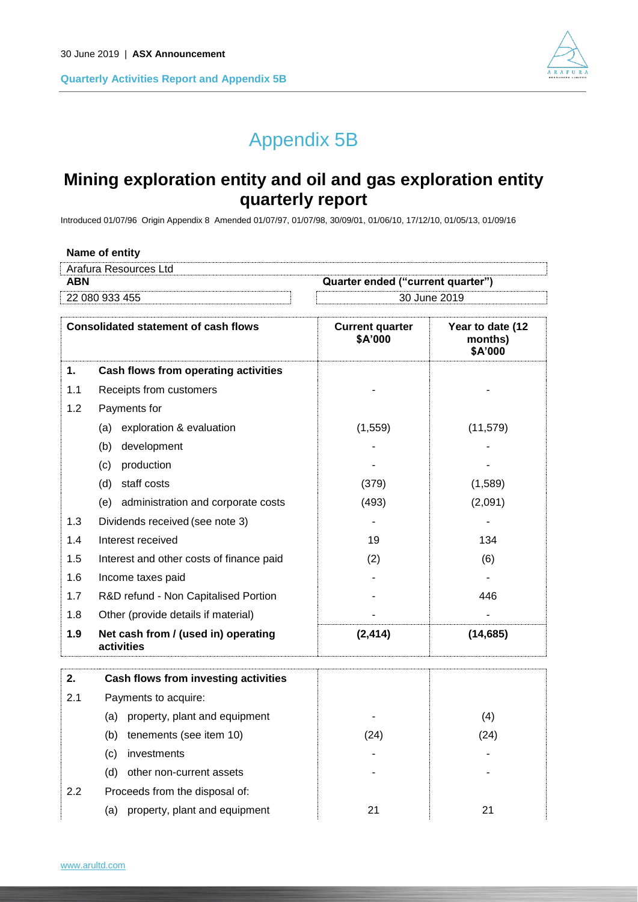# Appendix 5B

## Mining exploration entity and oil and gas exploration entity quarterly report

Introduced 01/07/96 Origin Appendix 8 Amended 01/07/97, 01/07/98, 30/09/01, 01/06/10, 17/12/10, 01/05/13, 01/09/16

**Name of entity**

| Arafura Resources Ltd | |
|---|---|
| **ABN** | **Quarter ended ("current quarter")** |
| 22 080 933 455 | 30 June 2019 |

| | Consolidated statement of cash flows | Current quarter $A'000 | Year to date (12 months) $A'000 |
|---|---|---|---|
| **1.** | **Cash flows from operating activities** | | |
| 1.1 | Receipts from customers | - | - |
| 1.2 | Payments for | | |
| | (a) exploration & evaluation | (1,559) | (11,579) |
| | (b) development | - | - |
| | (c) production | - | - |
| | (d) staff costs | (379) | (1,589) |
| | (e) administration and corporate costs | (493) | (2,091) |
| 1.3 | Dividends received (see note 3) | - | - |
| 1.4 | Interest received | 19 | 134 |
| 1.5 | Interest and other costs of finance paid | (2) | (6) |
| 1.6 | Income taxes paid | - | - |
| 1.7 | R&D refund - Non Capitalised Portion | - | 446 |
| 1.8 | Other (provide details if material) | - | - |
| **1.9** | **Net cash from / (used in) operating activities** | **(2,414)** | **(14,685)** |

| | | | |
|---|---|---|---|
| **2.** | **Cash flows from investing activities** | | |
| 2.1 | Payments to acquire: | | |
| | (a) property, plant and equipment | - | (4) |
| | (b) tenements (see item 10) | (24) | (24) |
| | (c) investments | - | - |
| | (d) other non-current assets | - | - |
| 2.2 | Proceeds from the disposal of: | | |
| | (a) property, plant and equipment | 21 | 21 |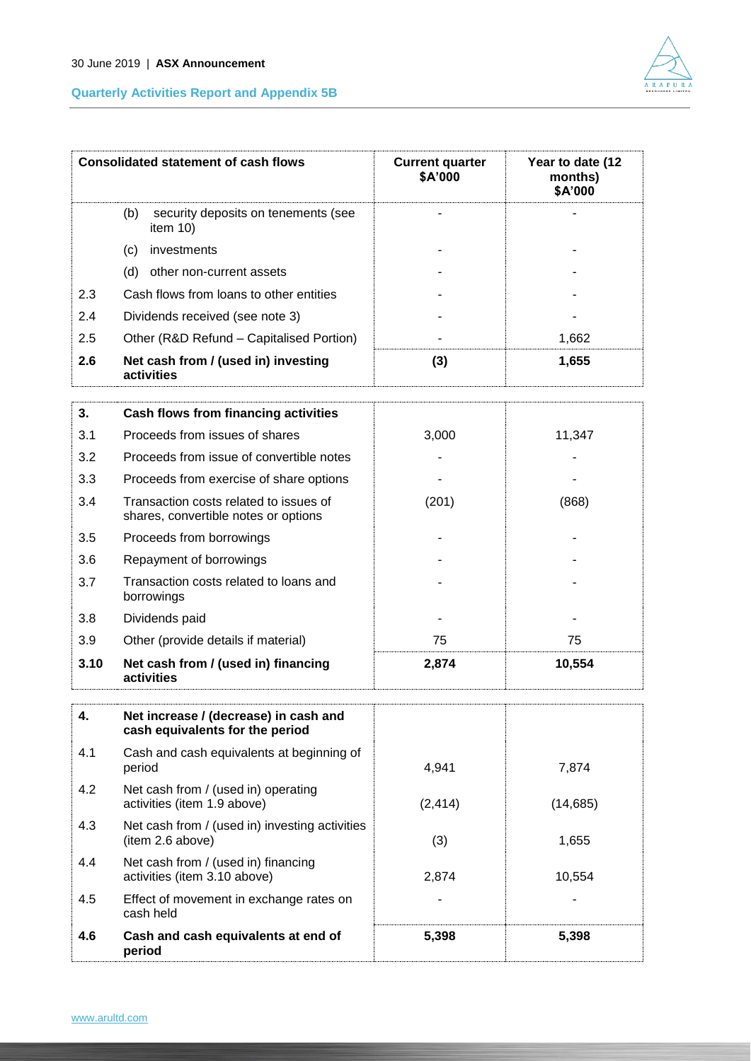| | Consolidated statement of cash flows | Current quarter $A'000 | Year to date (12 months) $A'000 |
|---|---|---|---|
| | (b) security deposits on tenements (see item 10) | - | - |
| | (c) investments | - | - |
| | (d) other non-current assets | - | - |
| 2.3 | Cash flows from loans to other entities | - | - |
| 2.4 | Dividends received (see note 3) | - | - |
| 2.5 | Other (R&D Refund – Capitalised Portion) | - | 1,662 |
| **2.6** | **Net cash from / (used in) investing activities** | **(3)** | **1,655** |

| | | | |
|---|---|---|---|
| **3.** | **Cash flows from financing activities** | | |
| 3.1 | Proceeds from issues of shares | 3,000 | 11,347 |
| 3.2 | Proceeds from issue of convertible notes | - | - |
| 3.3 | Proceeds from exercise of share options | - | - |
| 3.4 | Transaction costs related to issues of shares, convertible notes or options | (201) | (868) |
| 3.5 | Proceeds from borrowings | - | - |
| 3.6 | Repayment of borrowings | - | - |
| 3.7 | Transaction costs related to loans and borrowings | - | - |
| 3.8 | Dividends paid | - | - |
| 3.9 | Other (provide details if material) | 75 | 75 |
| **3.10** | **Net cash from / (used in) financing activities** | **2,874** | **10,554** |

| | | | |
|---|---|---|---|
| **4.** | **Net increase / (decrease) in cash and cash equivalents for the period** | | |
| 4.1 | Cash and cash equivalents at beginning of period | 4,941 | 7,874 |
| 4.2 | Net cash from / (used in) operating activities (item 1.9 above) | (2,414) | (14,685) |
| 4.3 | Net cash from / (used in) investing activities (item 2.6 above) | (3) | 1,655 |
| 4.4 | Net cash from / (used in) financing activities (item 3.10 above) | 2,874 | 10,554 |
| 4.5 | Effect of movement in exchange rates on cash held | - | - |
| **4.6** | **Cash and cash equivalents at end of period** | **5,398** | **5,398** |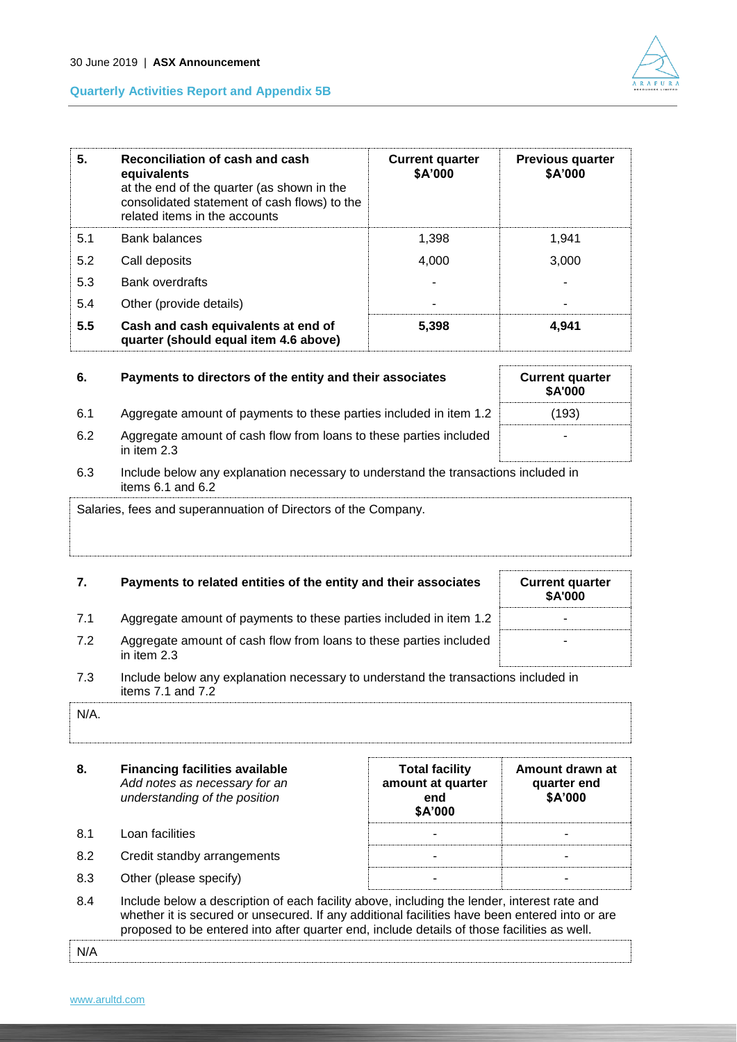| 5. | Reconciliation of cash and cash equivalents at the end of the quarter (as shown in the consolidated statement of cash flows) to the related items in the accounts | Current quarter $A'000 | Previous quarter $A'000 |
|---|---|---|---|
| 5.1 | Bank balances | 1,398 | 1,941 |
| 5.2 | Call deposits | 4,000 | 3,000 |
| 5.3 | Bank overdrafts | - | - |
| 5.4 | Other (provide details) | - | - |
| **5.5** | **Cash and cash equivalents at end of quarter (should equal item 4.6 above)** | **5,398** | **4,941** |

| 6. | Payments to directors of the entity and their associates | Current quarter $A'000 |
|---|---|---|
| 6.1 | Aggregate amount of payments to these parties included in item 1.2 | (193) |
| 6.2 | Aggregate amount of cash flow from loans to these parties included in item 2.3 | - |

6.3 Include below any explanation necessary to understand the transactions included in items 6.1 and 6.2

Salaries, fees and superannuation of Directors of the Company.

| 7. | Payments to related entities of the entity and their associates | Current quarter $A'000 |
|---|---|---|
| 7.1 | Aggregate amount of payments to these parties included in item 1.2 | - |
| 7.2 | Aggregate amount of cash flow from loans to these parties included in item 2.3 | - |

7.3 Include below any explanation necessary to understand the transactions included in items 7.1 and 7.2

N/A.

| 8. | **Financing facilities available** *Add notes as necessary for an understanding of the position* | Total facility amount at quarter end $A'000 | Amount drawn at quarter end $A'000 |
|---|---|---|---|
| 8.1 | Loan facilities | - | - |
| 8.2 | Credit standby arrangements | - | - |
| 8.3 | Other (please specify) | - | - |

8.4 Include below a description of each facility above, including the lender, interest rate and whether it is secured or unsecured. If any additional facilities have been entered into or are proposed to be entered into after quarter end, include details of those facilities as well.

N/A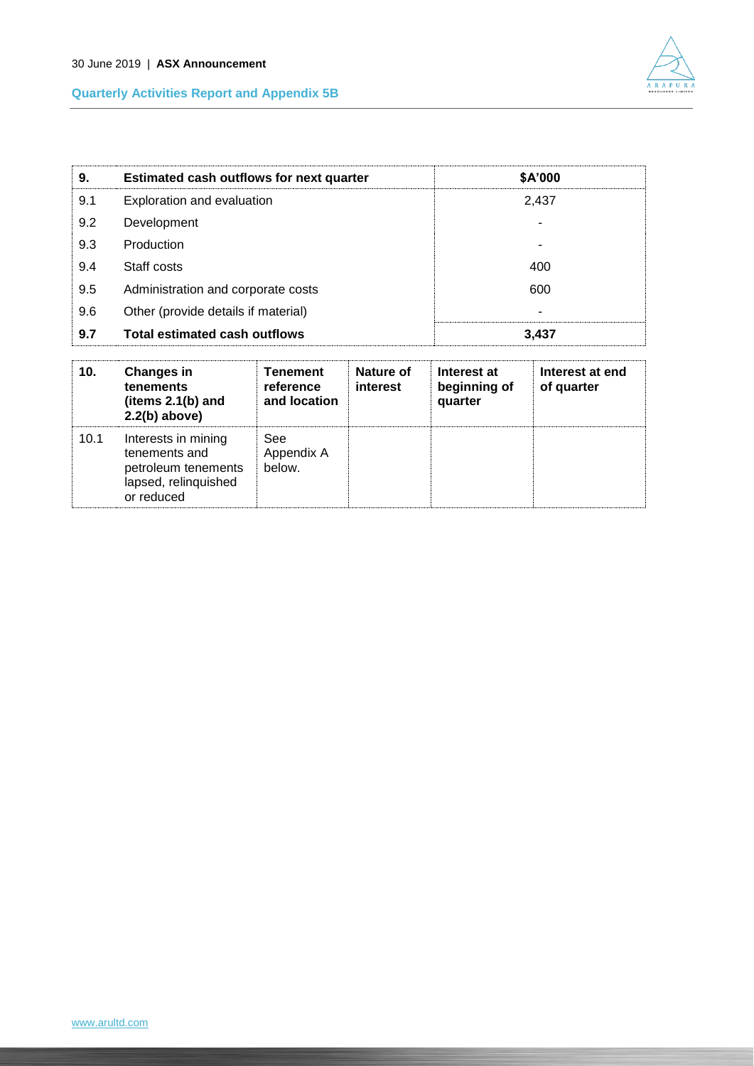| 9. | Estimated cash outflows for next quarter | $A'000 |
|---|---|---|
| 9.1 | Exploration and evaluation | 2,437 |
| 9.2 | Development | - |
| 9.3 | Production | - |
| 9.4 | Staff costs | 400 |
| 9.5 | Administration and corporate costs | 600 |
| 9.6 | Other (provide details if material) | - |
| **9.7** | **Total estimated cash outflows** | **3,437** |

| 10. | Changes in tenements (items 2.1(b) and 2.2(b) above) | Tenement reference and location | Nature of interest | Interest at beginning of quarter | Interest at end of quarter |
|---|---|---|---|---|---|
| 10.1 | Interests in mining tenements and petroleum tenements lapsed, relinquished or reduced | See Appendix A below. | | | |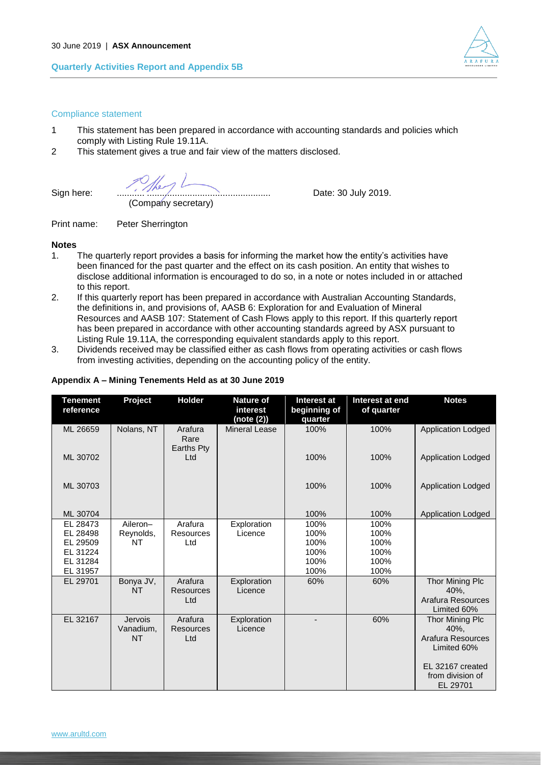## Compliance statement

1. This statement has been prepared in accordance with accounting standards and policies which comply with Listing Rule 19.11A.
2. This statement gives a true and fair view of the matters disclosed.

Sign here: ........................................................... (Company secretary)     Date: 30 July 2019.

Print name: Peter Sherrington

**Notes**

1. The quarterly report provides a basis for informing the market how the entity's activities have been financed for the past quarter and the effect on its cash position. An entity that wishes to disclose additional information is encouraged to do so, in a note or notes included in or attached to this report.
2. If this quarterly report has been prepared in accordance with Australian Accounting Standards, the definitions in, and provisions of, AASB 6: Exploration for and Evaluation of Mineral Resources and AASB 107: Statement of Cash Flows apply to this report. If this quarterly report has been prepared in accordance with other accounting standards agreed by ASX pursuant to Listing Rule 19.11A, the corresponding equivalent standards apply to this report.
3. Dividends received may be classified either as cash flows from operating activities or cash flows from investing activities, depending on the accounting policy of the entity.

**Appendix A – Mining Tenements Held as at 30 June 2019**

| Tenement reference | Project | Holder | Nature of interest (note (2)) | Interest at beginning of quarter | Interest at end of quarter | Notes |
|---|---|---|---|---|---|---|
| ML 26659<br>ML 30702<br>ML 30703<br>ML 30704 | Nolans, NT | Arafura Rare Earths Pty Ltd | Mineral Lease | 100%<br>100%<br>100%<br>100% | 100%<br>100%<br>100%<br>100% | Application Lodged<br>Application Lodged<br>Application Lodged<br>Application Lodged |
| EL 28473<br>EL 28498<br>EL 29509<br>EL 31224<br>EL 31284<br>EL 31957 | Aileron–Reynolds, NT | Arafura Resources Ltd | Exploration Licence | 100%<br>100%<br>100%<br>100%<br>100%<br>100% | 100%<br>100%<br>100%<br>100%<br>100%<br>100% | |
| EL 29701 | Bonya JV, NT | Arafura Resources Ltd | Exploration Licence | 60% | 60% | Thor Mining Plc 40%, Arafura Resources Limited 60% |
| EL 32167 | Jervois Vanadium, NT | Arafura Resources Ltd | Exploration Licence | - | 60% | Thor Mining Plc 40%, Arafura Resources Limited 60%<br><br>EL 32167 created from division of EL 29701 |